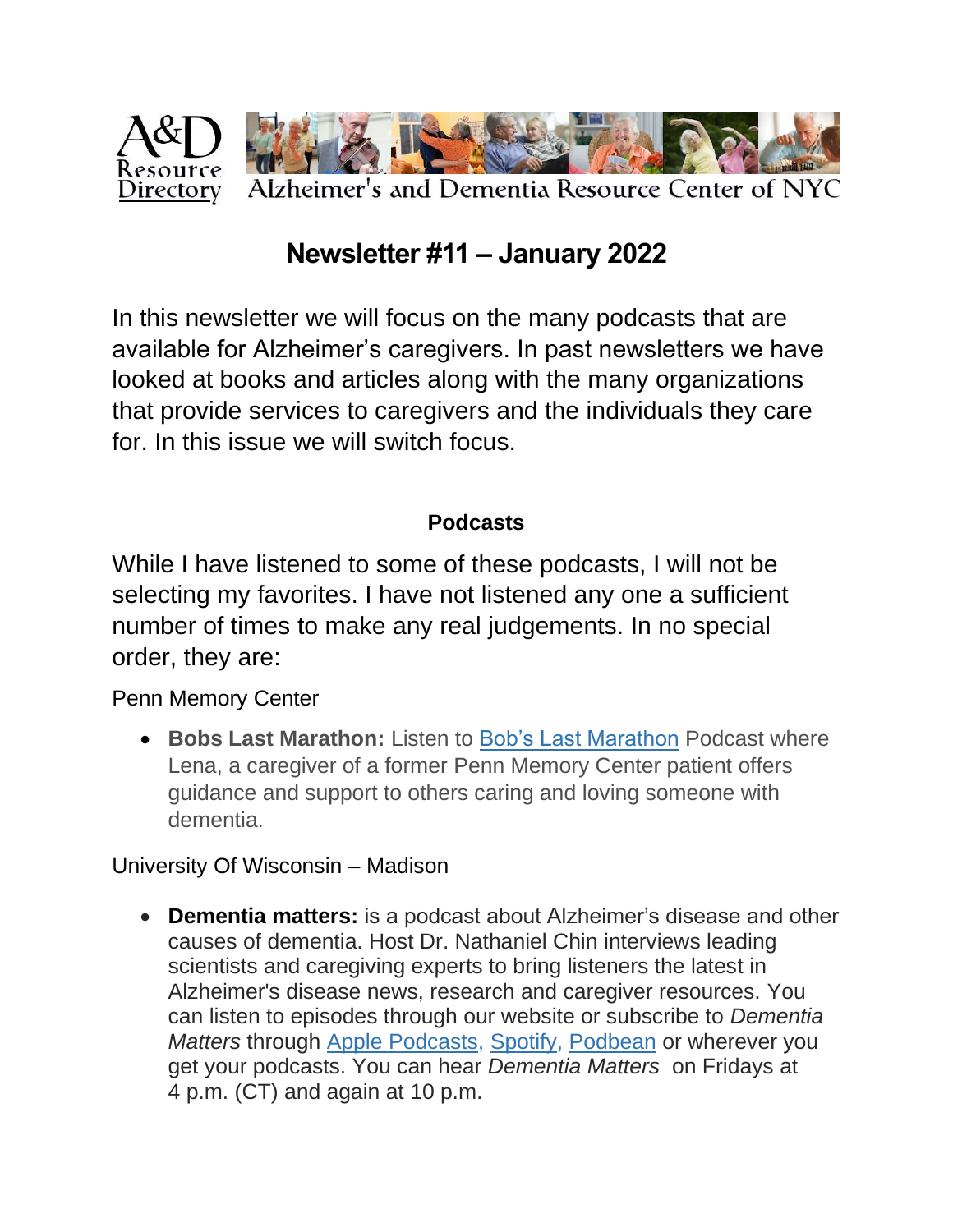A&D Resource Directory — Alzheimer's and Dementia Resource Center of NYC

# Newsletter #11 – January 2022

In this newsletter we will focus on the many podcasts that are available for Alzheimer's caregivers. In past newsletters we have looked at books and articles along with the many organizations that provide services to caregivers and the individuals they care for. In this issue we will switch focus.

## Podcasts

While I have listened to some of these podcasts, I will not be selecting my favorites. I have not listened any one a sufficient number of times to make any real judgements. In no special order, they are:

Penn Memory Center

- **Bobs Last Marathon:** Listen to Bob's Last Marathon Podcast where Lena, a caregiver of a former Penn Memory Center patient offers guidance and support to others caring and loving someone with dementia.

University Of Wisconsin – Madison

- **Dementia matters:** is a podcast about Alzheimer's disease and other causes of dementia. Host Dr. Nathaniel Chin interviews leading scientists and caregiving experts to bring listeners the latest in Alzheimer's disease news, research and caregiver resources. You can listen to episodes through our website or subscribe to *Dementia Matters* through Apple Podcasts, Spotify, Podbean or wherever you get your podcasts. You can hear *Dementia Matters* on Fridays at 4 p.m. (CT) and again at 10 p.m.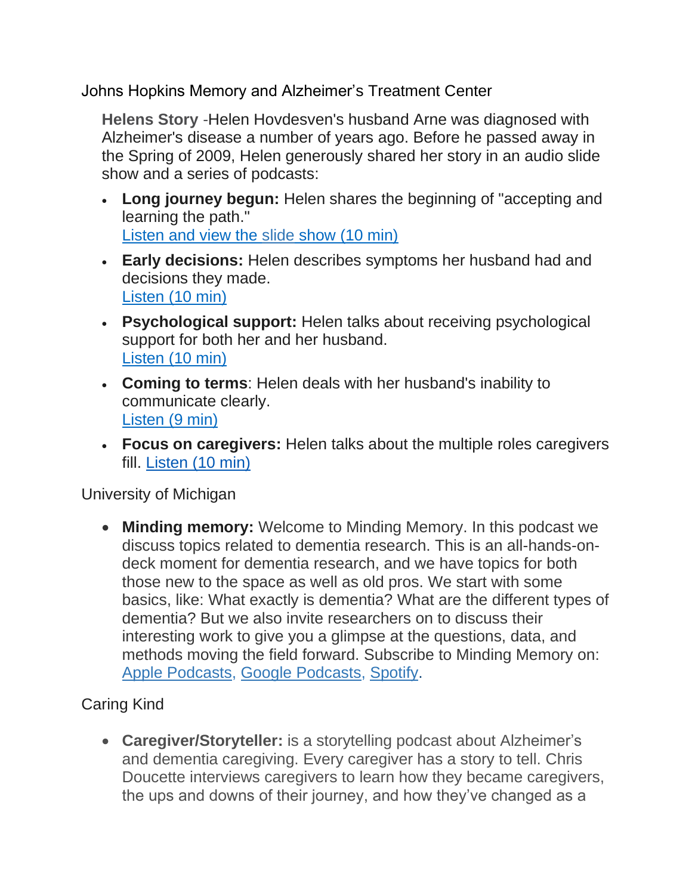Johns Hopkins Memory and Alzheimer's Treatment Center

**Helens Story** -Helen Hovdesven's husband Arne was diagnosed with Alzheimer's disease a number of years ago. Before he passed away in the Spring of 2009, Helen generously shared her story in an audio slide show and a series of podcasts:

- **Long journey begun:** Helen shares the beginning of "accepting and learning the path."
  Listen and view the slide show (10 min)
- **Early decisions:** Helen describes symptoms her husband had and decisions they made.
  Listen (10 min)
- **Psychological support:** Helen talks about receiving psychological support for both her and her husband.
  Listen (10 min)
- **Coming to terms**: Helen deals with her husband's inability to communicate clearly.
  Listen (9 min)
- **Focus on caregivers:** Helen talks about the multiple roles caregivers fill. Listen (10 min)

University of Michigan

- **Minding memory:** Welcome to Minding Memory. In this podcast we discuss topics related to dementia research. This is an all-hands-on-deck moment for dementia research, and we have topics for both those new to the space as well as old pros. We start with some basics, like: What exactly is dementia? What are the different types of dementia? But we also invite researchers on to discuss their interesting work to give you a glimpse at the questions, data, and methods moving the field forward. Subscribe to Minding Memory on: Apple Podcasts, Google Podcasts, Spotify.

Caring Kind

- **Caregiver/Storyteller:** is a storytelling podcast about Alzheimer's and dementia caregiving. Every caregiver has a story to tell. Chris Doucette interviews caregivers to learn how they became caregivers, the ups and downs of their journey, and how they've changed as a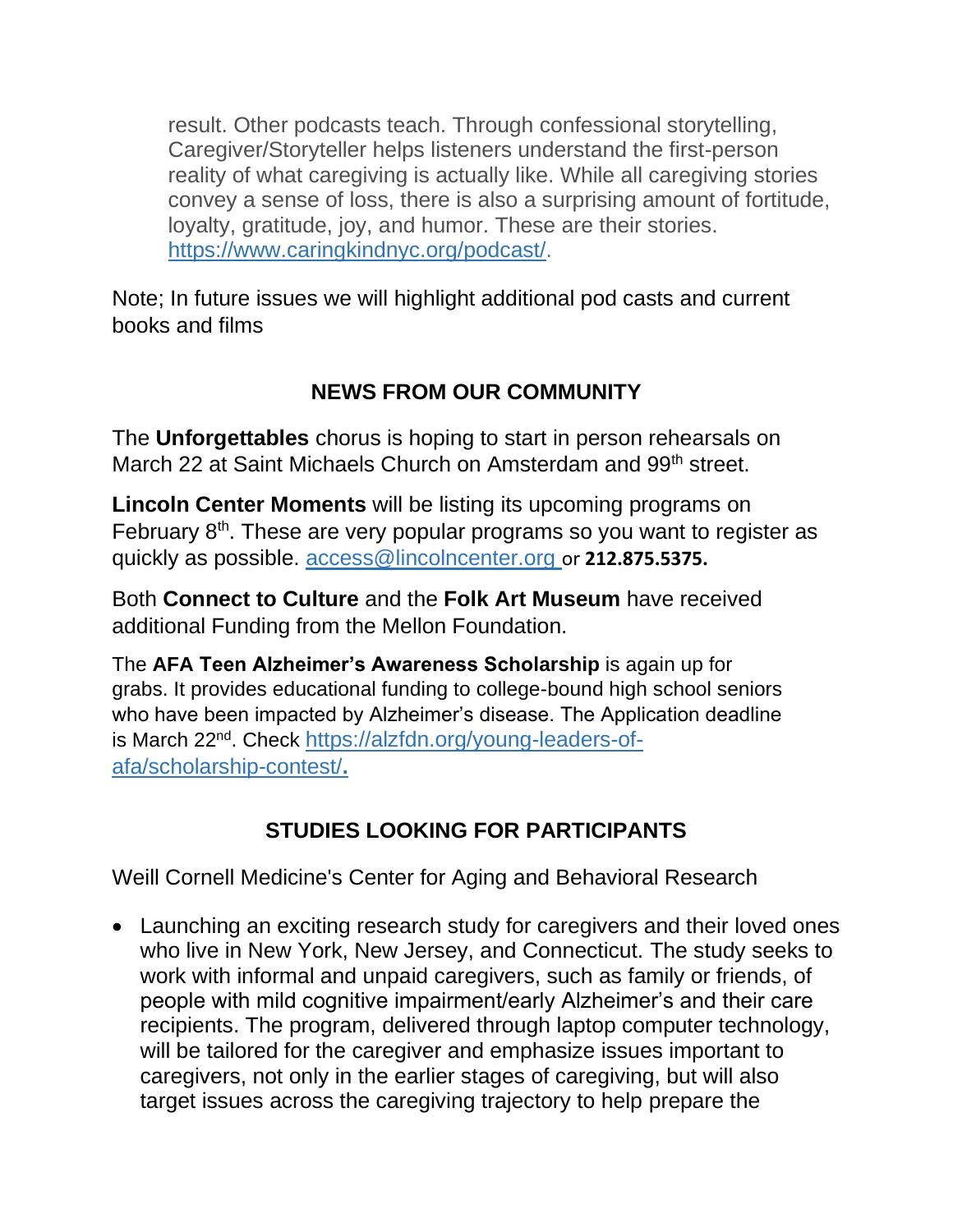result. Other podcasts teach. Through confessional storytelling, Caregiver/Storyteller helps listeners understand the first-person reality of what caregiving is actually like. While all caregiving stories convey a sense of loss, there is also a surprising amount of fortitude, loyalty, gratitude, joy, and humor. These are their stories. [https://www.caringkindnyc.org/podcast/](https://www.caringkindnyc.org/podcast/).

Note; In future issues we will highlight additional pod casts and current books and films

## NEWS FROM OUR COMMUNITY

The **Unforgettables** chorus is hoping to start in person rehearsals on March 22 at Saint Michaels Church on Amsterdam and 99th street.

**Lincoln Center Moments** will be listing its upcoming programs on February 8th. These are very popular programs so you want to register as quickly as possible. [access@lincolncenter.org](mailto:access@lincolncenter.org) or **212.875.5375.**

Both **Connect to Culture** and the **Folk Art Museum** have received additional Funding from the Mellon Foundation.

The **AFA Teen Alzheimer's Awareness Scholarship** is again up for grabs. It provides educational funding to college-bound high school seniors who have been impacted by Alzheimer's disease. The Application deadline is March 22nd. Check [https://alzfdn.org/young-leaders-of-afa/scholarship-contest/](https://alzfdn.org/young-leaders-of-afa/scholarship-contest/).

## STUDIES LOOKING FOR PARTICIPANTS

Weill Cornell Medicine's Center for Aging and Behavioral Research

- Launching an exciting research study for caregivers and their loved ones who live in New York, New Jersey, and Connecticut. The study seeks to work with informal and unpaid caregivers, such as family or friends, of people with mild cognitive impairment/early Alzheimer's and their care recipients. The program, delivered through laptop computer technology, will be tailored for the caregiver and emphasize issues important to caregivers, not only in the earlier stages of caregiving, but will also target issues across the caregiving trajectory to help prepare the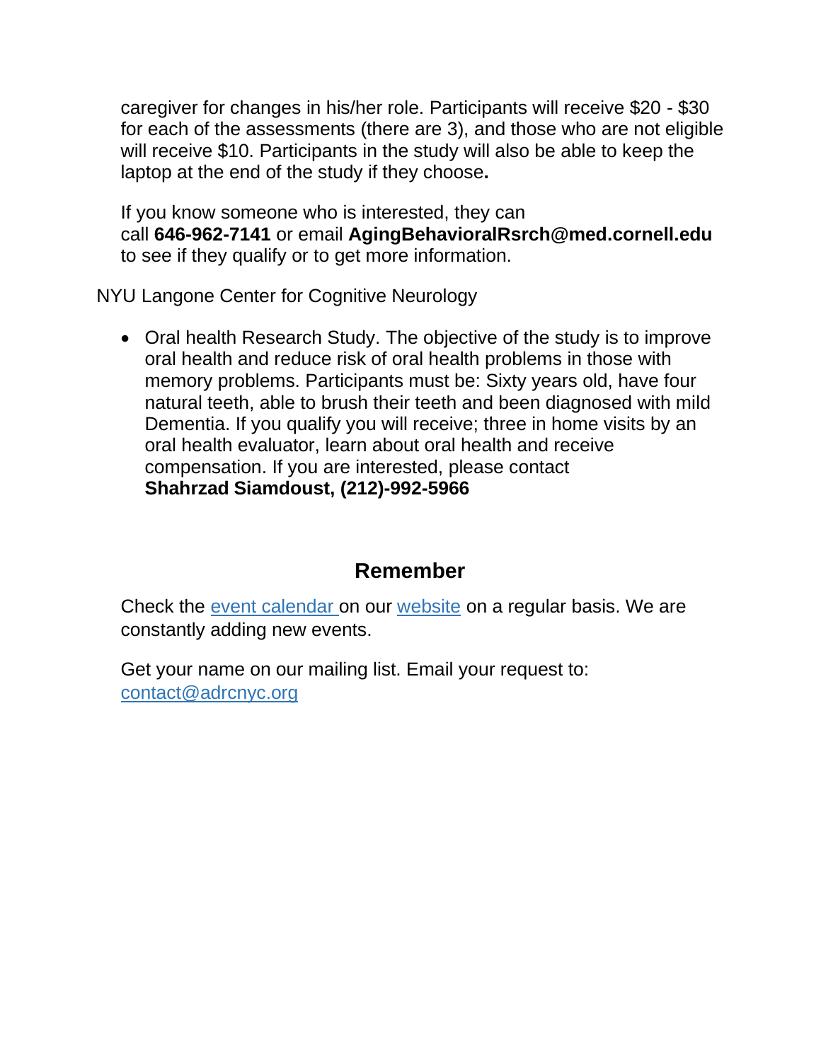caregiver for changes in his/her role. Participants will receive $20 - $30 for each of the assessments (there are 3), and those who are not eligible will receive $10. Participants in the study will also be able to keep the laptop at the end of the study if they choose**.**

If you know someone who is interested, they can call **646-962-7141** or email **AgingBehavioralRsrch@med.cornell.edu** to see if they qualify or to get more information.

NYU Langone Center for Cognitive Neurology

- Oral health Research Study. The objective of the study is to improve oral health and reduce risk of oral health problems in those with memory problems. Participants must be: Sixty years old, have four natural teeth, able to brush their teeth and been diagnosed with mild Dementia. If you qualify you will receive; three in home visits by an oral health evaluator, learn about oral health and receive compensation. If you are interested, please contact **Shahrzad Siamdoust, (212)-992-5966**

## Remember

Check the [event calendar](#) on our [website](#) on a regular basis. We are constantly adding new events.

Get your name on our mailing list. Email your request to: [contact@adrcnyc.org](mailto:contact@adrcnyc.org)